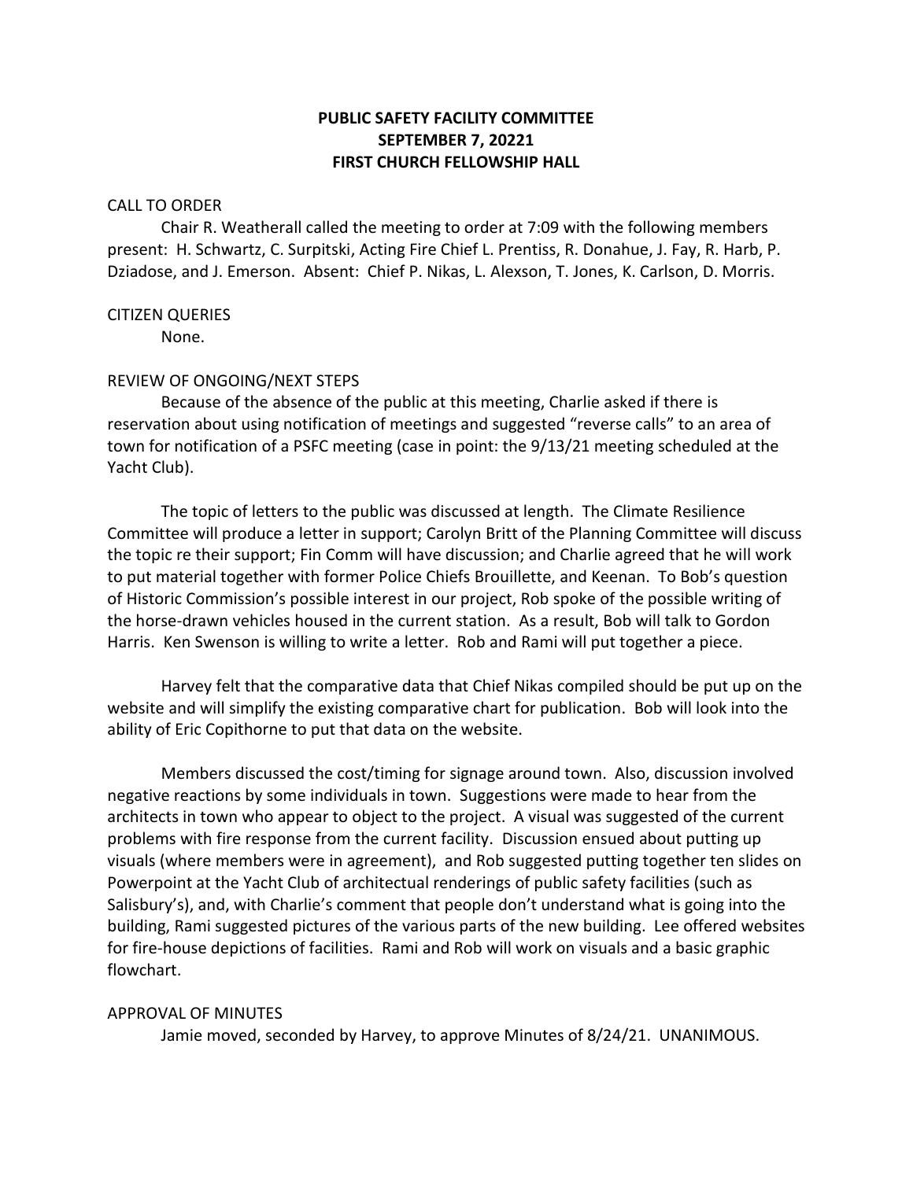# PUBLIC SAFETY FACILITY COMMITTEE
## SEPTEMBER 7, 20221
## FIRST CHURCH FELLOWSHIP HALL

CALL TO ORDER

Chair R. Weatherall called the meeting to order at 7:09 with the following members present: H. Schwartz, C. Surpitski, Acting Fire Chief L. Prentiss, R. Donahue, J. Fay, R. Harb, P. Dziadose, and J. Emerson. Absent: Chief P. Nikas, L. Alexson, T. Jones, K. Carlson, D. Morris.

CITIZEN QUERIES

None.

REVIEW OF ONGOING/NEXT STEPS

Because of the absence of the public at this meeting, Charlie asked if there is reservation about using notification of meetings and suggested "reverse calls" to an area of town for notification of a PSFC meeting (case in point: the 9/13/21 meeting scheduled at the Yacht Club).

The topic of letters to the public was discussed at length. The Climate Resilience Committee will produce a letter in support; Carolyn Britt of the Planning Committee will discuss the topic re their support; Fin Comm will have discussion; and Charlie agreed that he will work to put material together with former Police Chiefs Brouillette, and Keenan. To Bob's question of Historic Commission's possible interest in our project, Rob spoke of the possible writing of the horse-drawn vehicles housed in the current station. As a result, Bob will talk to Gordon Harris. Ken Swenson is willing to write a letter. Rob and Rami will put together a piece.

Harvey felt that the comparative data that Chief Nikas compiled should be put up on the website and will simplify the existing comparative chart for publication. Bob will look into the ability of Eric Copithorne to put that data on the website.

Members discussed the cost/timing for signage around town. Also, discussion involved negative reactions by some individuals in town. Suggestions were made to hear from the architects in town who appear to object to the project. A visual was suggested of the current problems with fire response from the current facility. Discussion ensued about putting up visuals (where members were in agreement), and Rob suggested putting together ten slides on Powerpoint at the Yacht Club of architectual renderings of public safety facilities (such as Salisbury's), and, with Charlie's comment that people don't understand what is going into the building, Rami suggested pictures of the various parts of the new building. Lee offered websites for fire-house depictions of facilities. Rami and Rob will work on visuals and a basic graphic flowchart.

APPROVAL OF MINUTES

Jamie moved, seconded by Harvey, to approve Minutes of 8/24/21. UNANIMOUS.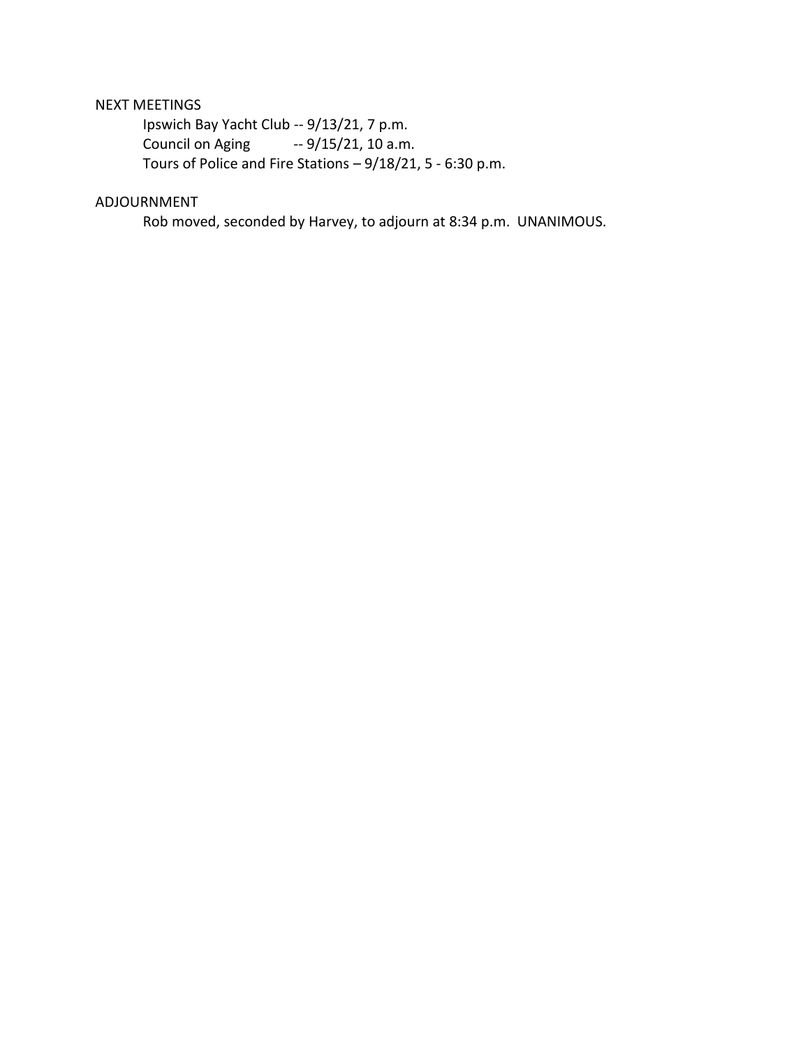NEXT MEETINGS

Ipswich Bay Yacht Club -- 9/13/21, 7 p.m.
Council on Aging -- 9/15/21, 10 a.m.
Tours of Police and Fire Stations – 9/18/21, 5 - 6:30 p.m.

ADJOURNMENT

Rob moved, seconded by Harvey, to adjourn at 8:34 p.m. UNANIMOUS.